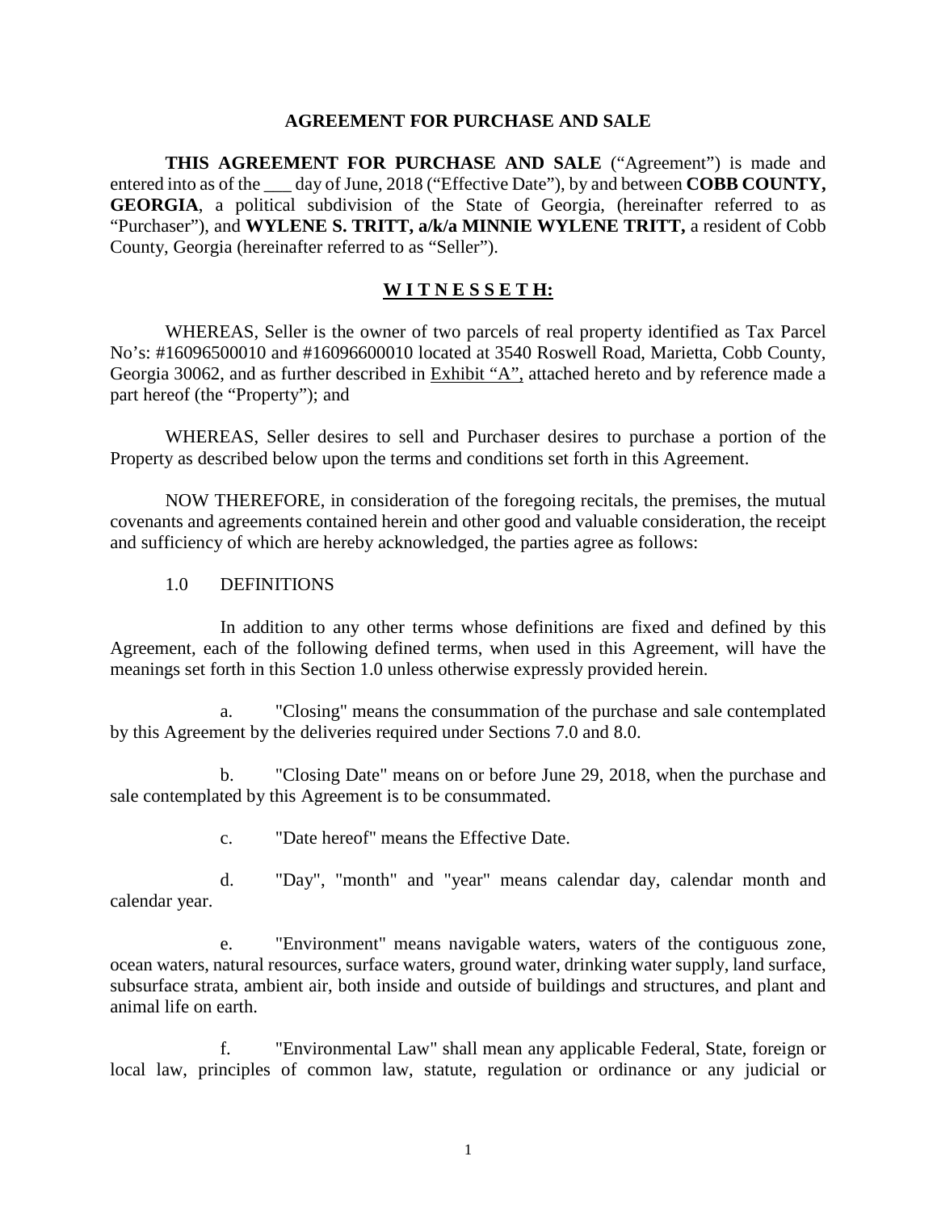# AGREEMENT FOR PURCHASE AND SALE

**THIS AGREEMENT FOR PURCHASE AND SALE** ("Agreement") is made and entered into as of the ___ day of June, 2018 ("Effective Date"), by and between **COBB COUNTY, GEORGIA**, a political subdivision of the State of Georgia, (hereinafter referred to as "Purchaser"), and **WYLENE S. TRITT, a/k/a MINNIE WYLENE TRITT,** a resident of Cobb County, Georgia (hereinafter referred to as "Seller").

**W I T N E S S E T H:**

WHEREAS, Seller is the owner of two parcels of real property identified as Tax Parcel No's: #16096500010 and #16096600010 located at 3540 Roswell Road, Marietta, Cobb County, Georgia 30062, and as further described in Exhibit "A", attached hereto and by reference made a part hereof (the "Property"); and

WHEREAS, Seller desires to sell and Purchaser desires to purchase a portion of the Property as described below upon the terms and conditions set forth in this Agreement.

NOW THEREFORE, in consideration of the foregoing recitals, the premises, the mutual covenants and agreements contained herein and other good and valuable consideration, the receipt and sufficiency of which are hereby acknowledged, the parties agree as follows:

1.0 DEFINITIONS

In addition to any other terms whose definitions are fixed and defined by this Agreement, each of the following defined terms, when used in this Agreement, will have the meanings set forth in this Section 1.0 unless otherwise expressly provided herein.

a. "Closing" means the consummation of the purchase and sale contemplated by this Agreement by the deliveries required under Sections 7.0 and 8.0.

b. "Closing Date" means on or before June 29, 2018, when the purchase and sale contemplated by this Agreement is to be consummated.

c. "Date hereof" means the Effective Date.

d. "Day", "month" and "year" means calendar day, calendar month and calendar year.

e. "Environment" means navigable waters, waters of the contiguous zone, ocean waters, natural resources, surface waters, ground water, drinking water supply, land surface, subsurface strata, ambient air, both inside and outside of buildings and structures, and plant and animal life on earth.

f. "Environmental Law" shall mean any applicable Federal, State, foreign or local law, principles of common law, statute, regulation or ordinance or any judicial or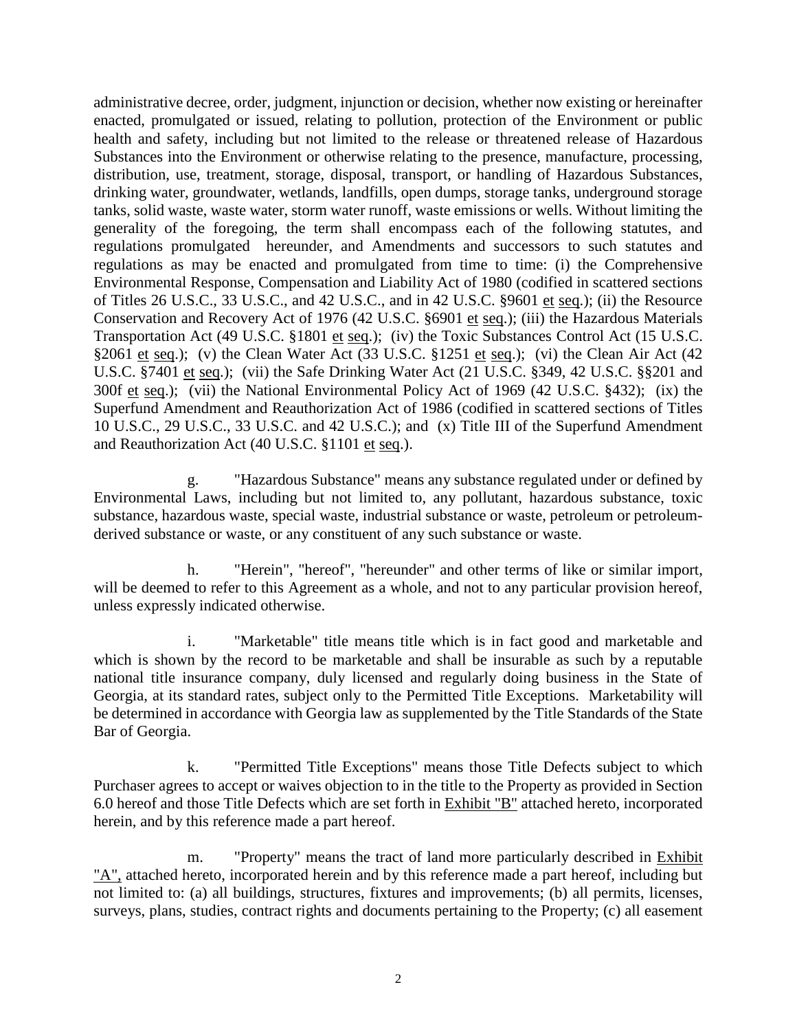administrative decree, order, judgment, injunction or decision, whether now existing or hereinafter enacted, promulgated or issued, relating to pollution, protection of the Environment or public health and safety, including but not limited to the release or threatened release of Hazardous Substances into the Environment or otherwise relating to the presence, manufacture, processing, distribution, use, treatment, storage, disposal, transport, or handling of Hazardous Substances, drinking water, groundwater, wetlands, landfills, open dumps, storage tanks, underground storage tanks, solid waste, waste water, storm water runoff, waste emissions or wells. Without limiting the generality of the foregoing, the term shall encompass each of the following statutes, and regulations promulgated hereunder, and Amendments and successors to such statutes and regulations as may be enacted and promulgated from time to time: (i) the Comprehensive Environmental Response, Compensation and Liability Act of 1980 (codified in scattered sections of Titles 26 U.S.C., 33 U.S.C., and 42 U.S.C., and in 42 U.S.C. §9601 et seq.); (ii) the Resource Conservation and Recovery Act of 1976 (42 U.S.C. §6901 et seq.); (iii) the Hazardous Materials Transportation Act (49 U.S.C. §1801 et seq.); (iv) the Toxic Substances Control Act (15 U.S.C. §2061 et seq.); (v) the Clean Water Act (33 U.S.C. §1251 et seq.); (vi) the Clean Air Act (42 U.S.C. §7401 et seq.); (vii) the Safe Drinking Water Act (21 U.S.C. §349, 42 U.S.C. §§201 and 300f et seq.); (vii) the National Environmental Policy Act of 1969 (42 U.S.C. §432); (ix) the Superfund Amendment and Reauthorization Act of 1986 (codified in scattered sections of Titles 10 U.S.C., 29 U.S.C., 33 U.S.C. and 42 U.S.C.); and (x) Title III of the Superfund Amendment and Reauthorization Act (40 U.S.C. §1101 et seq.).

g. "Hazardous Substance" means any substance regulated under or defined by Environmental Laws, including but not limited to, any pollutant, hazardous substance, toxic substance, hazardous waste, special waste, industrial substance or waste, petroleum or petroleum-derived substance or waste, or any constituent of any such substance or waste.

h. "Herein", "hereof", "hereunder" and other terms of like or similar import, will be deemed to refer to this Agreement as a whole, and not to any particular provision hereof, unless expressly indicated otherwise.

i. "Marketable" title means title which is in fact good and marketable and which is shown by the record to be marketable and shall be insurable as such by a reputable national title insurance company, duly licensed and regularly doing business in the State of Georgia, at its standard rates, subject only to the Permitted Title Exceptions. Marketability will be determined in accordance with Georgia law as supplemented by the Title Standards of the State Bar of Georgia.

k. "Permitted Title Exceptions" means those Title Defects subject to which Purchaser agrees to accept or waives objection to in the title to the Property as provided in Section 6.0 hereof and those Title Defects which are set forth in Exhibit "B" attached hereto, incorporated herein, and by this reference made a part hereof.

m. "Property" means the tract of land more particularly described in Exhibit "A", attached hereto, incorporated herein and by this reference made a part hereof, including but not limited to: (a) all buildings, structures, fixtures and improvements; (b) all permits, licenses, surveys, plans, studies, contract rights and documents pertaining to the Property; (c) all easement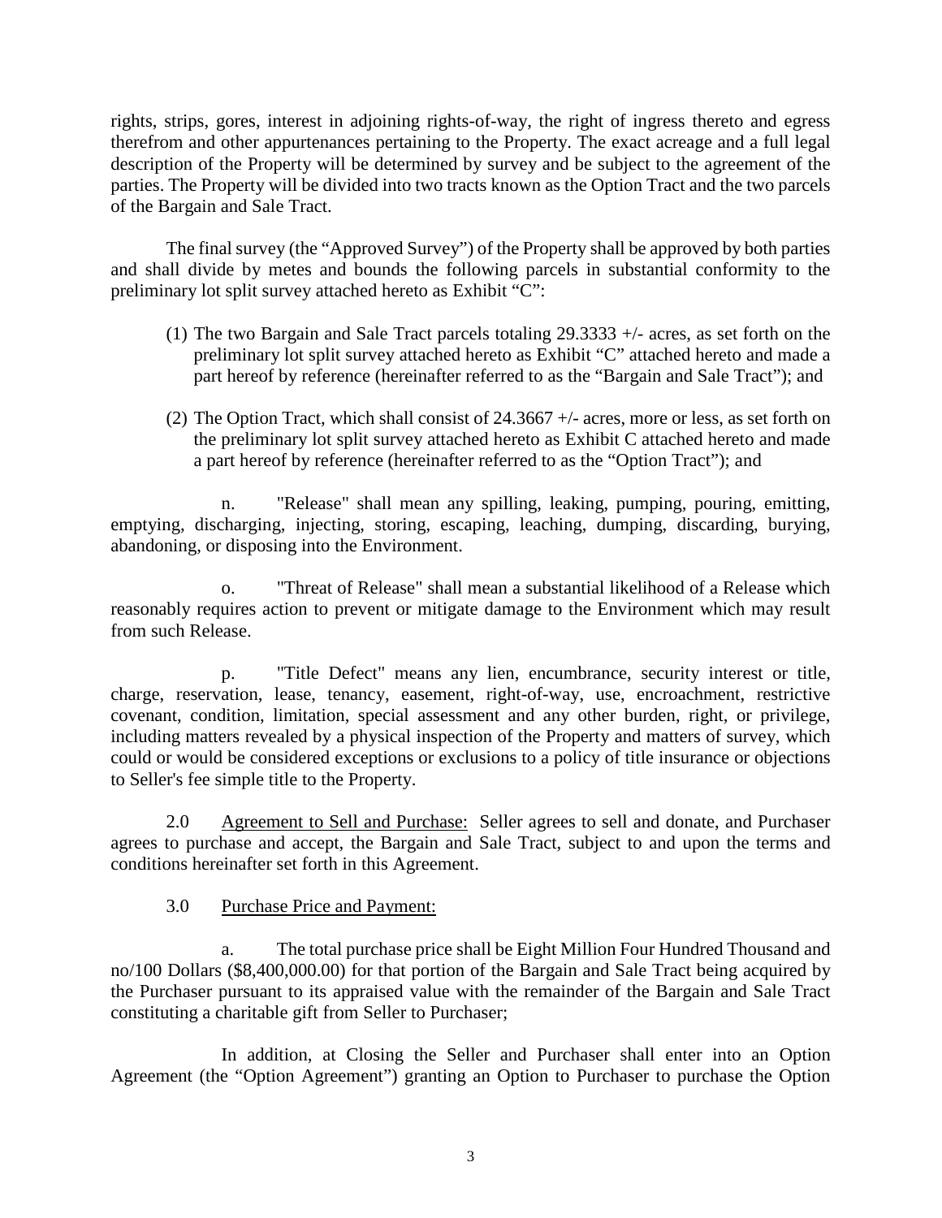rights, strips, gores, interest in adjoining rights-of-way, the right of ingress thereto and egress therefrom and other appurtenances pertaining to the Property. The exact acreage and a full legal description of the Property will be determined by survey and be subject to the agreement of the parties. The Property will be divided into two tracts known as the Option Tract and the two parcels of the Bargain and Sale Tract.

The final survey (the "Approved Survey") of the Property shall be approved by both parties and shall divide by metes and bounds the following parcels in substantial conformity to the preliminary lot split survey attached hereto as Exhibit "C":

(1) The two Bargain and Sale Tract parcels totaling 29.3333 +/- acres, as set forth on the preliminary lot split survey attached hereto as Exhibit "C" attached hereto and made a part hereof by reference (hereinafter referred to as the "Bargain and Sale Tract"); and

(2) The Option Tract, which shall consist of 24.3667 +/- acres, more or less, as set forth on the preliminary lot split survey attached hereto as Exhibit C attached hereto and made a part hereof by reference (hereinafter referred to as the "Option Tract"); and

n. "Release" shall mean any spilling, leaking, pumping, pouring, emitting, emptying, discharging, injecting, storing, escaping, leaching, dumping, discarding, burying, abandoning, or disposing into the Environment.

o. "Threat of Release" shall mean a substantial likelihood of a Release which reasonably requires action to prevent or mitigate damage to the Environment which may result from such Release.

p. "Title Defect" means any lien, encumbrance, security interest or title, charge, reservation, lease, tenancy, easement, right-of-way, use, encroachment, restrictive covenant, condition, limitation, special assessment and any other burden, right, or privilege, including matters revealed by a physical inspection of the Property and matters of survey, which could or would be considered exceptions or exclusions to a policy of title insurance or objections to Seller's fee simple title to the Property.

2.0 Agreement to Sell and Purchase: Seller agrees to sell and donate, and Purchaser agrees to purchase and accept, the Bargain and Sale Tract, subject to and upon the terms and conditions hereinafter set forth in this Agreement.

3.0 Purchase Price and Payment:

a. The total purchase price shall be Eight Million Four Hundred Thousand and no/100 Dollars ($8,400,000.00) for that portion of the Bargain and Sale Tract being acquired by the Purchaser pursuant to its appraised value with the remainder of the Bargain and Sale Tract constituting a charitable gift from Seller to Purchaser;

In addition, at Closing the Seller and Purchaser shall enter into an Option Agreement (the "Option Agreement") granting an Option to Purchaser to purchase the Option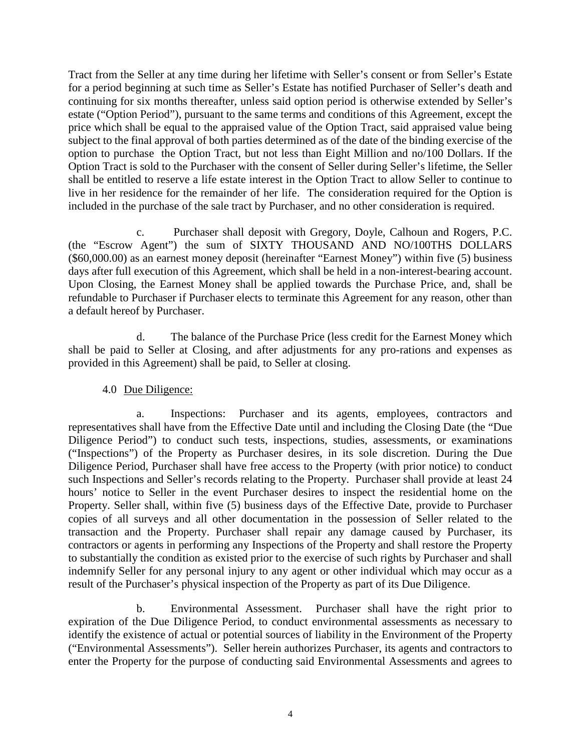Tract from the Seller at any time during her lifetime with Seller's consent or from Seller's Estate for a period beginning at such time as Seller's Estate has notified Purchaser of Seller's death and continuing for six months thereafter, unless said option period is otherwise extended by Seller's estate ("Option Period"), pursuant to the same terms and conditions of this Agreement, except the price which shall be equal to the appraised value of the Option Tract, said appraised value being subject to the final approval of both parties determined as of the date of the binding exercise of the option to purchase the Option Tract, but not less than Eight Million and no/100 Dollars. If the Option Tract is sold to the Purchaser with the consent of Seller during Seller's lifetime, the Seller shall be entitled to reserve a life estate interest in the Option Tract to allow Seller to continue to live in her residence for the remainder of her life. The consideration required for the Option is included in the purchase of the sale tract by Purchaser, and no other consideration is required.

c. Purchaser shall deposit with Gregory, Doyle, Calhoun and Rogers, P.C. (the "Escrow Agent") the sum of SIXTY THOUSAND AND NO/100THS DOLLARS ($60,000.00) as an earnest money deposit (hereinafter "Earnest Money") within five (5) business days after full execution of this Agreement, which shall be held in a non-interest-bearing account. Upon Closing, the Earnest Money shall be applied towards the Purchase Price, and, shall be refundable to Purchaser if Purchaser elects to terminate this Agreement for any reason, other than a default hereof by Purchaser.

d. The balance of the Purchase Price (less credit for the Earnest Money which shall be paid to Seller at Closing, and after adjustments for any pro-rations and expenses as provided in this Agreement) shall be paid, to Seller at closing.

4.0 Due Diligence:

a. Inspections: Purchaser and its agents, employees, contractors and representatives shall have from the Effective Date until and including the Closing Date (the "Due Diligence Period") to conduct such tests, inspections, studies, assessments, or examinations ("Inspections") of the Property as Purchaser desires, in its sole discretion. During the Due Diligence Period, Purchaser shall have free access to the Property (with prior notice) to conduct such Inspections and Seller's records relating to the Property. Purchaser shall provide at least 24 hours' notice to Seller in the event Purchaser desires to inspect the residential home on the Property. Seller shall, within five (5) business days of the Effective Date, provide to Purchaser copies of all surveys and all other documentation in the possession of Seller related to the transaction and the Property. Purchaser shall repair any damage caused by Purchaser, its contractors or agents in performing any Inspections of the Property and shall restore the Property to substantially the condition as existed prior to the exercise of such rights by Purchaser and shall indemnify Seller for any personal injury to any agent or other individual which may occur as a result of the Purchaser's physical inspection of the Property as part of its Due Diligence.

b. Environmental Assessment. Purchaser shall have the right prior to expiration of the Due Diligence Period, to conduct environmental assessments as necessary to identify the existence of actual or potential sources of liability in the Environment of the Property ("Environmental Assessments"). Seller herein authorizes Purchaser, its agents and contractors to enter the Property for the purpose of conducting said Environmental Assessments and agrees to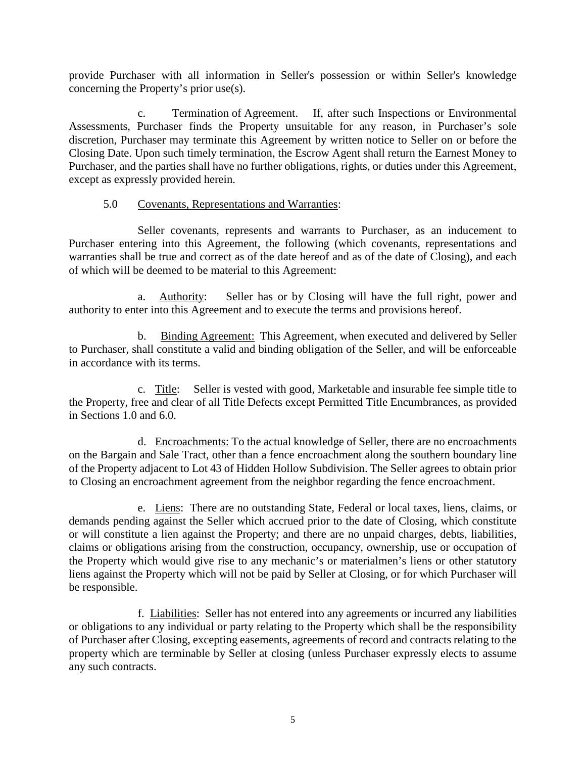provide Purchaser with all information in Seller's possession or within Seller's knowledge concerning the Property's prior use(s).

c. Termination of Agreement. If, after such Inspections or Environmental Assessments, Purchaser finds the Property unsuitable for any reason, in Purchaser's sole discretion, Purchaser may terminate this Agreement by written notice to Seller on or before the Closing Date. Upon such timely termination, the Escrow Agent shall return the Earnest Money to Purchaser, and the parties shall have no further obligations, rights, or duties under this Agreement, except as expressly provided herein.

5.0 Covenants, Representations and Warranties:

Seller covenants, represents and warrants to Purchaser, as an inducement to Purchaser entering into this Agreement, the following (which covenants, representations and warranties shall be true and correct as of the date hereof and as of the date of Closing), and each of which will be deemed to be material to this Agreement:

a. Authority: Seller has or by Closing will have the full right, power and authority to enter into this Agreement and to execute the terms and provisions hereof.

b. Binding Agreement: This Agreement, when executed and delivered by Seller to Purchaser, shall constitute a valid and binding obligation of the Seller, and will be enforceable in accordance with its terms.

c. Title: Seller is vested with good, Marketable and insurable fee simple title to the Property, free and clear of all Title Defects except Permitted Title Encumbrances, as provided in Sections 1.0 and 6.0.

d. Encroachments: To the actual knowledge of Seller, there are no encroachments on the Bargain and Sale Tract, other than a fence encroachment along the southern boundary line of the Property adjacent to Lot 43 of Hidden Hollow Subdivision. The Seller agrees to obtain prior to Closing an encroachment agreement from the neighbor regarding the fence encroachment.

e. Liens: There are no outstanding State, Federal or local taxes, liens, claims, or demands pending against the Seller which accrued prior to the date of Closing, which constitute or will constitute a lien against the Property; and there are no unpaid charges, debts, liabilities, claims or obligations arising from the construction, occupancy, ownership, use or occupation of the Property which would give rise to any mechanic's or materialmen's liens or other statutory liens against the Property which will not be paid by Seller at Closing, or for which Purchaser will be responsible.

f. Liabilities: Seller has not entered into any agreements or incurred any liabilities or obligations to any individual or party relating to the Property which shall be the responsibility of Purchaser after Closing, excepting easements, agreements of record and contracts relating to the property which are terminable by Seller at closing (unless Purchaser expressly elects to assume any such contracts.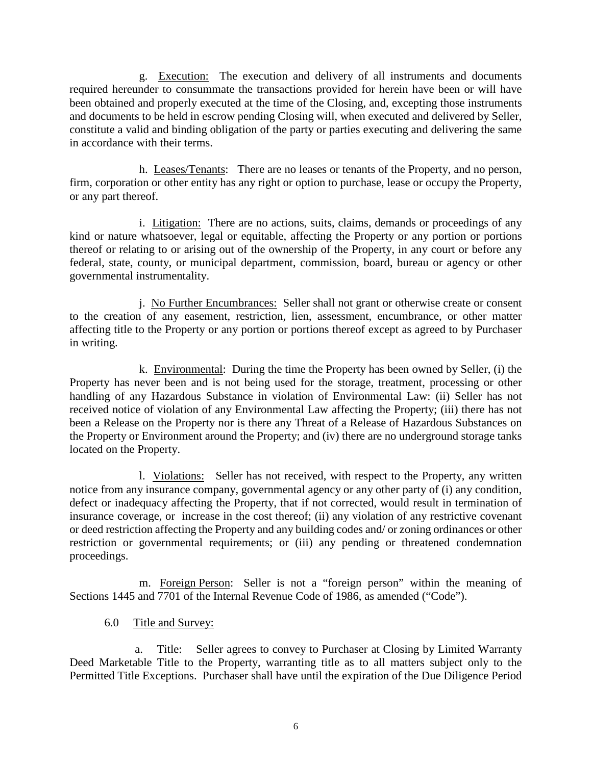g. <u>Execution:</u> The execution and delivery of all instruments and documents required hereunder to consummate the transactions provided for herein have been or will have been obtained and properly executed at the time of the Closing, and, excepting those instruments and documents to be held in escrow pending Closing will, when executed and delivered by Seller, constitute a valid and binding obligation of the party or parties executing and delivering the same in accordance with their terms.

h. <u>Leases/Tenants</u>: There are no leases or tenants of the Property, and no person, firm, corporation or other entity has any right or option to purchase, lease or occupy the Property, or any part thereof.

i. <u>Litigation:</u> There are no actions, suits, claims, demands or proceedings of any kind or nature whatsoever, legal or equitable, affecting the Property or any portion or portions thereof or relating to or arising out of the ownership of the Property, in any court or before any federal, state, county, or municipal department, commission, board, bureau or agency or other governmental instrumentality.

j. <u>No Further Encumbrances:</u> Seller shall not grant or otherwise create or consent to the creation of any easement, restriction, lien, assessment, encumbrance, or other matter affecting title to the Property or any portion or portions thereof except as agreed to by Purchaser in writing.

k. <u>Environmental</u>: During the time the Property has been owned by Seller, (i) the Property has never been and is not being used for the storage, treatment, processing or other handling of any Hazardous Substance in violation of Environmental Law: (ii) Seller has not received notice of violation of any Environmental Law affecting the Property; (iii) there has not been a Release on the Property nor is there any Threat of a Release of Hazardous Substances on the Property or Environment around the Property; and (iv) there are no underground storage tanks located on the Property.

l. <u>Violations:</u> Seller has not received, with respect to the Property, any written notice from any insurance company, governmental agency or any other party of (i) any condition, defect or inadequacy affecting the Property, that if not corrected, would result in termination of insurance coverage, or increase in the cost thereof; (ii) any violation of any restrictive covenant or deed restriction affecting the Property and any building codes and/ or zoning ordinances or other restriction or governmental requirements; or (iii) any pending or threatened condemnation proceedings.

m. <u>Foreign Person</u>: Seller is not a "foreign person" within the meaning of Sections 1445 and 7701 of the Internal Revenue Code of 1986, as amended ("Code").

6.0 <u>Title and Survey:</u>

a. Title: Seller agrees to convey to Purchaser at Closing by Limited Warranty Deed Marketable Title to the Property, warranting title as to all matters subject only to the Permitted Title Exceptions. Purchaser shall have until the expiration of the Due Diligence Period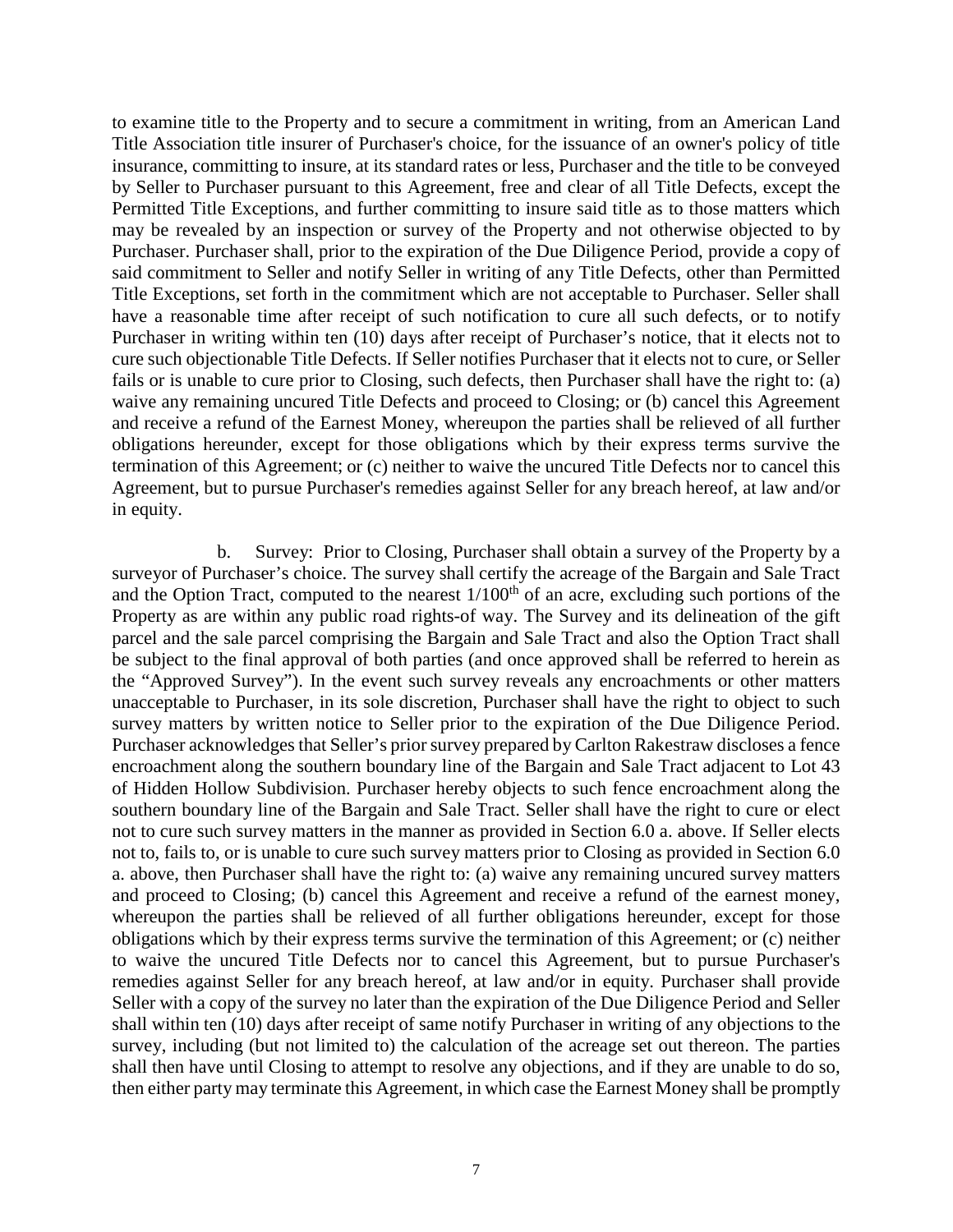to examine title to the Property and to secure a commitment in writing, from an American Land Title Association title insurer of Purchaser's choice, for the issuance of an owner's policy of title insurance, committing to insure, at its standard rates or less, Purchaser and the title to be conveyed by Seller to Purchaser pursuant to this Agreement, free and clear of all Title Defects, except the Permitted Title Exceptions, and further committing to insure said title as to those matters which may be revealed by an inspection or survey of the Property and not otherwise objected to by Purchaser. Purchaser shall, prior to the expiration of the Due Diligence Period, provide a copy of said commitment to Seller and notify Seller in writing of any Title Defects, other than Permitted Title Exceptions, set forth in the commitment which are not acceptable to Purchaser. Seller shall have a reasonable time after receipt of such notification to cure all such defects, or to notify Purchaser in writing within ten (10) days after receipt of Purchaser's notice, that it elects not to cure such objectionable Title Defects. If Seller notifies Purchaser that it elects not to cure, or Seller fails or is unable to cure prior to Closing, such defects, then Purchaser shall have the right to: (a) waive any remaining uncured Title Defects and proceed to Closing; or (b) cancel this Agreement and receive a refund of the Earnest Money, whereupon the parties shall be relieved of all further obligations hereunder, except for those obligations which by their express terms survive the termination of this Agreement; or (c) neither to waive the uncured Title Defects nor to cancel this Agreement, but to pursue Purchaser's remedies against Seller for any breach hereof, at law and/or in equity.

b. Survey: Prior to Closing, Purchaser shall obtain a survey of the Property by a surveyor of Purchaser's choice. The survey shall certify the acreage of the Bargain and Sale Tract and the Option Tract, computed to the nearest 1/100th of an acre, excluding such portions of the Property as are within any public road rights-of way. The Survey and its delineation of the gift parcel and the sale parcel comprising the Bargain and Sale Tract and also the Option Tract shall be subject to the final approval of both parties (and once approved shall be referred to herein as the "Approved Survey"). In the event such survey reveals any encroachments or other matters unacceptable to Purchaser, in its sole discretion, Purchaser shall have the right to object to such survey matters by written notice to Seller prior to the expiration of the Due Diligence Period. Purchaser acknowledges that Seller's prior survey prepared by Carlton Rakestraw discloses a fence encroachment along the southern boundary line of the Bargain and Sale Tract adjacent to Lot 43 of Hidden Hollow Subdivision. Purchaser hereby objects to such fence encroachment along the southern boundary line of the Bargain and Sale Tract. Seller shall have the right to cure or elect not to cure such survey matters in the manner as provided in Section 6.0 a. above. If Seller elects not to, fails to, or is unable to cure such survey matters prior to Closing as provided in Section 6.0 a. above, then Purchaser shall have the right to: (a) waive any remaining uncured survey matters and proceed to Closing; (b) cancel this Agreement and receive a refund of the earnest money, whereupon the parties shall be relieved of all further obligations hereunder, except for those obligations which by their express terms survive the termination of this Agreement; or (c) neither to waive the uncured Title Defects nor to cancel this Agreement, but to pursue Purchaser's remedies against Seller for any breach hereof, at law and/or in equity. Purchaser shall provide Seller with a copy of the survey no later than the expiration of the Due Diligence Period and Seller shall within ten (10) days after receipt of same notify Purchaser in writing of any objections to the survey, including (but not limited to) the calculation of the acreage set out thereon. The parties shall then have until Closing to attempt to resolve any objections, and if they are unable to do so, then either party may terminate this Agreement, in which case the Earnest Money shall be promptly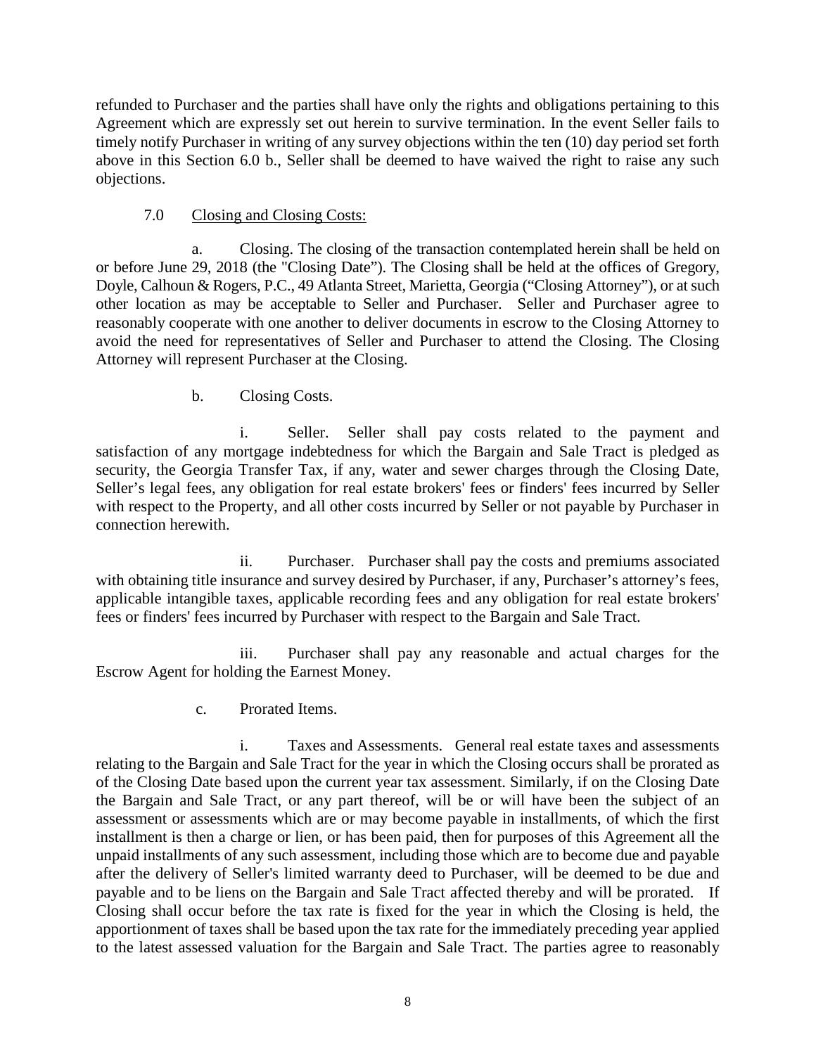refunded to Purchaser and the parties shall have only the rights and obligations pertaining to this Agreement which are expressly set out herein to survive termination. In the event Seller fails to timely notify Purchaser in writing of any survey objections within the ten (10) day period set forth above in this Section 6.0 b., Seller shall be deemed to have waived the right to raise any such objections.

7.0 <u>Closing and Closing Costs:</u>

a. Closing. The closing of the transaction contemplated herein shall be held on or before June 29, 2018 (the "Closing Date"). The Closing shall be held at the offices of Gregory, Doyle, Calhoun & Rogers, P.C., 49 Atlanta Street, Marietta, Georgia ("Closing Attorney"), or at such other location as may be acceptable to Seller and Purchaser. Seller and Purchaser agree to reasonably cooperate with one another to deliver documents in escrow to the Closing Attorney to avoid the need for representatives of Seller and Purchaser to attend the Closing. The Closing Attorney will represent Purchaser at the Closing.

b. Closing Costs.

i. Seller. Seller shall pay costs related to the payment and satisfaction of any mortgage indebtedness for which the Bargain and Sale Tract is pledged as security, the Georgia Transfer Tax, if any, water and sewer charges through the Closing Date, Seller's legal fees, any obligation for real estate brokers' fees or finders' fees incurred by Seller with respect to the Property, and all other costs incurred by Seller or not payable by Purchaser in connection herewith.

ii. Purchaser. Purchaser shall pay the costs and premiums associated with obtaining title insurance and survey desired by Purchaser, if any, Purchaser's attorney's fees, applicable intangible taxes, applicable recording fees and any obligation for real estate brokers' fees or finders' fees incurred by Purchaser with respect to the Bargain and Sale Tract.

iii. Purchaser shall pay any reasonable and actual charges for the Escrow Agent for holding the Earnest Money.

c. Prorated Items.

i. Taxes and Assessments. General real estate taxes and assessments relating to the Bargain and Sale Tract for the year in which the Closing occurs shall be prorated as of the Closing Date based upon the current year tax assessment. Similarly, if on the Closing Date the Bargain and Sale Tract, or any part thereof, will be or will have been the subject of an assessment or assessments which are or may become payable in installments, of which the first installment is then a charge or lien, or has been paid, then for purposes of this Agreement all the unpaid installments of any such assessment, including those which are to become due and payable after the delivery of Seller's limited warranty deed to Purchaser, will be deemed to be due and payable and to be liens on the Bargain and Sale Tract affected thereby and will be prorated. If Closing shall occur before the tax rate is fixed for the year in which the Closing is held, the apportionment of taxes shall be based upon the tax rate for the immediately preceding year applied to the latest assessed valuation for the Bargain and Sale Tract. The parties agree to reasonably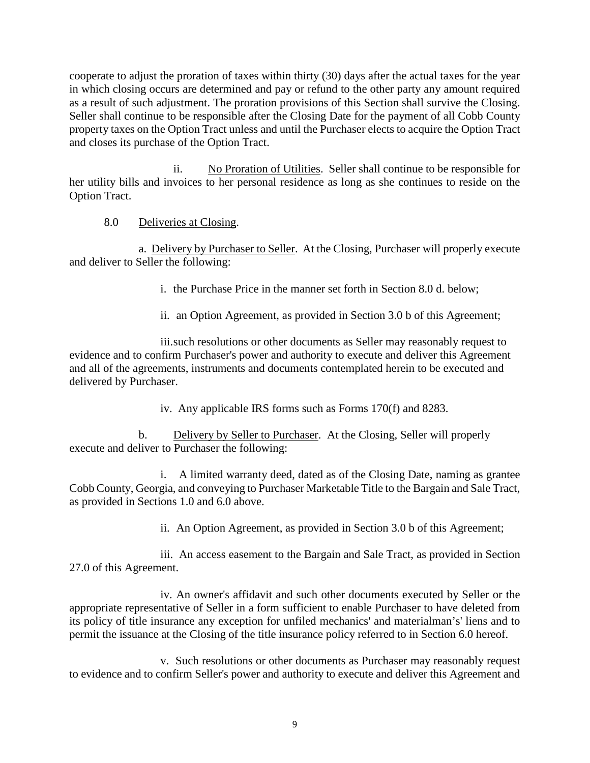cooperate to adjust the proration of taxes within thirty (30) days after the actual taxes for the year in which closing occurs are determined and pay or refund to the other party any amount required as a result of such adjustment. The proration provisions of this Section shall survive the Closing. Seller shall continue to be responsible after the Closing Date for the payment of all Cobb County property taxes on the Option Tract unless and until the Purchaser elects to acquire the Option Tract and closes its purchase of the Option Tract.

ii. No Proration of Utilities. Seller shall continue to be responsible for her utility bills and invoices to her personal residence as long as she continues to reside on the Option Tract.

8.0 Deliveries at Closing.

a. Delivery by Purchaser to Seller. At the Closing, Purchaser will properly execute and deliver to Seller the following:

i. the Purchase Price in the manner set forth in Section 8.0 d. below;

ii. an Option Agreement, as provided in Section 3.0 b of this Agreement;

iii. such resolutions or other documents as Seller may reasonably request to evidence and to confirm Purchaser's power and authority to execute and deliver this Agreement and all of the agreements, instruments and documents contemplated herein to be executed and delivered by Purchaser.

iv. Any applicable IRS forms such as Forms 170(f) and 8283.

b. Delivery by Seller to Purchaser. At the Closing, Seller will properly execute and deliver to Purchaser the following:

i. A limited warranty deed, dated as of the Closing Date, naming as grantee Cobb County, Georgia, and conveying to Purchaser Marketable Title to the Bargain and Sale Tract, as provided in Sections 1.0 and 6.0 above.

ii. An Option Agreement, as provided in Section 3.0 b of this Agreement;

iii. An access easement to the Bargain and Sale Tract, as provided in Section 27.0 of this Agreement.

iv. An owner's affidavit and such other documents executed by Seller or the appropriate representative of Seller in a form sufficient to enable Purchaser to have deleted from its policy of title insurance any exception for unfiled mechanics' and materialman's' liens and to permit the issuance at the Closing of the title insurance policy referred to in Section 6.0 hereof.

v. Such resolutions or other documents as Purchaser may reasonably request to evidence and to confirm Seller's power and authority to execute and deliver this Agreement and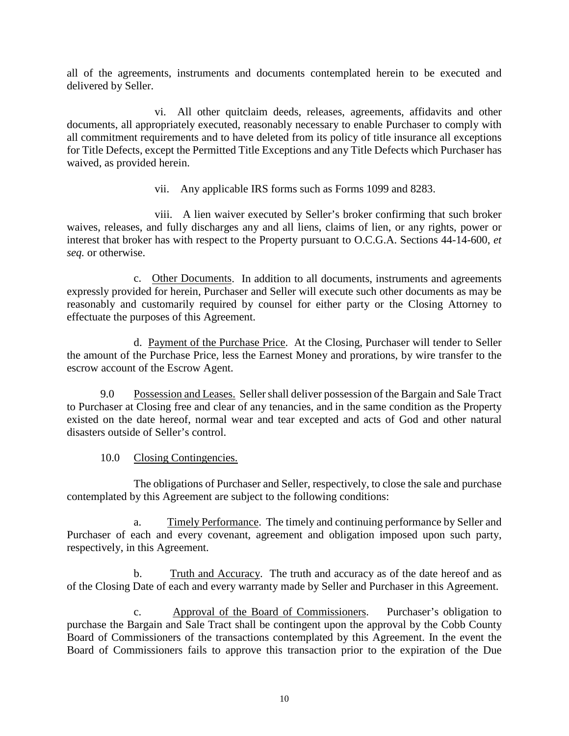all of the agreements, instruments and documents contemplated herein to be executed and delivered by Seller.

vi. All other quitclaim deeds, releases, agreements, affidavits and other documents, all appropriately executed, reasonably necessary to enable Purchaser to comply with all commitment requirements and to have deleted from its policy of title insurance all exceptions for Title Defects, except the Permitted Title Exceptions and any Title Defects which Purchaser has waived, as provided herein.

vii. Any applicable IRS forms such as Forms 1099 and 8283.

viii. A lien waiver executed by Seller's broker confirming that such broker waives, releases, and fully discharges any and all liens, claims of lien, or any rights, power or interest that broker has with respect to the Property pursuant to O.C.G.A. Sections 44-14-600, *et seq.* or otherwise.

c. Other Documents. In addition to all documents, instruments and agreements expressly provided for herein, Purchaser and Seller will execute such other documents as may be reasonably and customarily required by counsel for either party or the Closing Attorney to effectuate the purposes of this Agreement.

d. Payment of the Purchase Price. At the Closing, Purchaser will tender to Seller the amount of the Purchase Price, less the Earnest Money and prorations, by wire transfer to the escrow account of the Escrow Agent.

9.0 Possession and Leases. Seller shall deliver possession of the Bargain and Sale Tract to Purchaser at Closing free and clear of any tenancies, and in the same condition as the Property existed on the date hereof, normal wear and tear excepted and acts of God and other natural disasters outside of Seller's control.

10.0 Closing Contingencies.

The obligations of Purchaser and Seller, respectively, to close the sale and purchase contemplated by this Agreement are subject to the following conditions:

a. Timely Performance. The timely and continuing performance by Seller and Purchaser of each and every covenant, agreement and obligation imposed upon such party, respectively, in this Agreement.

b. Truth and Accuracy. The truth and accuracy as of the date hereof and as of the Closing Date of each and every warranty made by Seller and Purchaser in this Agreement.

c. Approval of the Board of Commissioners. Purchaser's obligation to purchase the Bargain and Sale Tract shall be contingent upon the approval by the Cobb County Board of Commissioners of the transactions contemplated by this Agreement. In the event the Board of Commissioners fails to approve this transaction prior to the expiration of the Due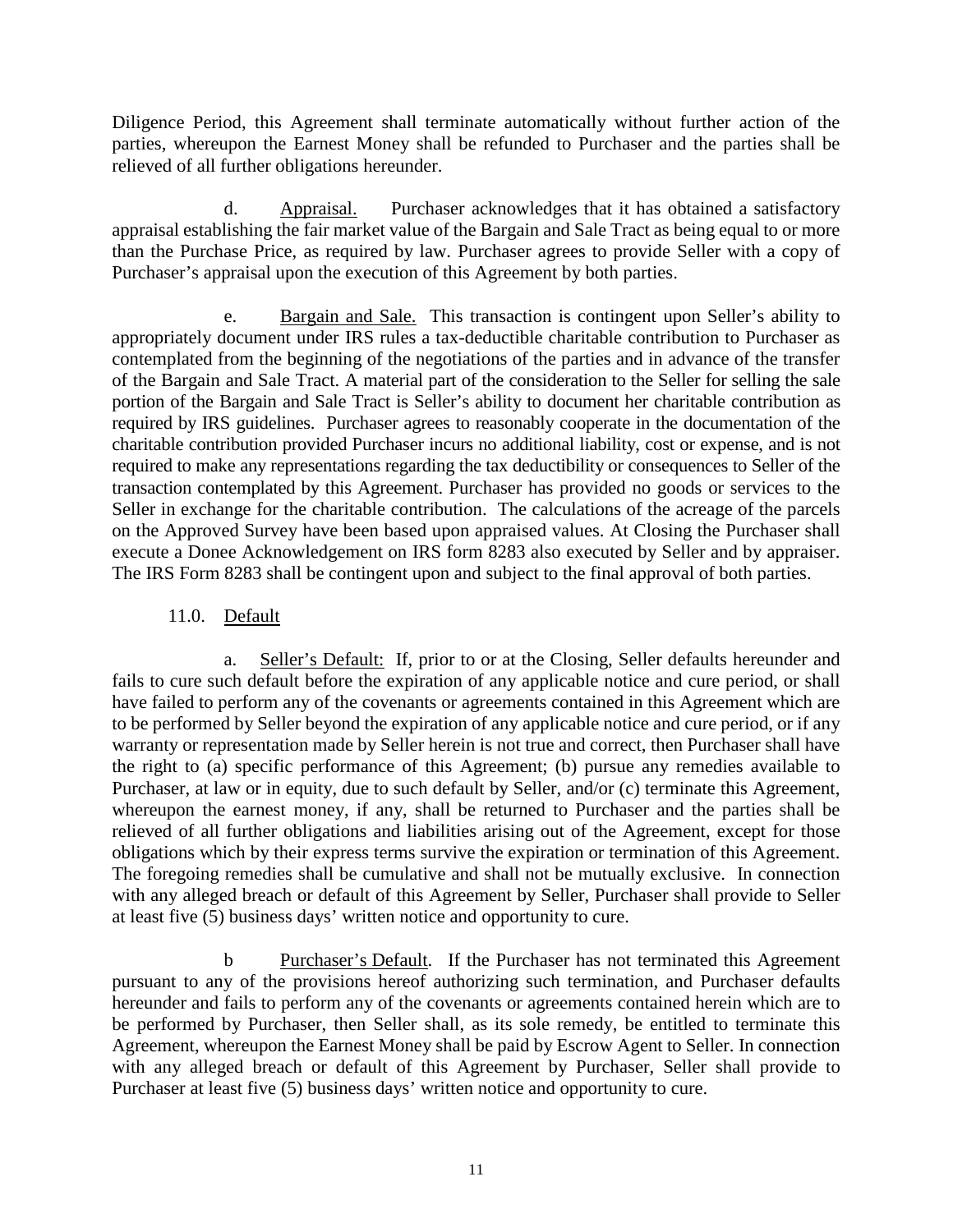Diligence Period, this Agreement shall terminate automatically without further action of the parties, whereupon the Earnest Money shall be refunded to Purchaser and the parties shall be relieved of all further obligations hereunder.

d. Appraisal. Purchaser acknowledges that it has obtained a satisfactory appraisal establishing the fair market value of the Bargain and Sale Tract as being equal to or more than the Purchase Price, as required by law. Purchaser agrees to provide Seller with a copy of Purchaser's appraisal upon the execution of this Agreement by both parties.

e. Bargain and Sale. This transaction is contingent upon Seller's ability to appropriately document under IRS rules a tax-deductible charitable contribution to Purchaser as contemplated from the beginning of the negotiations of the parties and in advance of the transfer of the Bargain and Sale Tract. A material part of the consideration to the Seller for selling the sale portion of the Bargain and Sale Tract is Seller's ability to document her charitable contribution as required by IRS guidelines. Purchaser agrees to reasonably cooperate in the documentation of the charitable contribution provided Purchaser incurs no additional liability, cost or expense, and is not required to make any representations regarding the tax deductibility or consequences to Seller of the transaction contemplated by this Agreement. Purchaser has provided no goods or services to the Seller in exchange for the charitable contribution. The calculations of the acreage of the parcels on the Approved Survey have been based upon appraised values. At Closing the Purchaser shall execute a Donee Acknowledgement on IRS form 8283 also executed by Seller and by appraiser. The IRS Form 8283 shall be contingent upon and subject to the final approval of both parties.

11.0. Default

a. Seller's Default: If, prior to or at the Closing, Seller defaults hereunder and fails to cure such default before the expiration of any applicable notice and cure period, or shall have failed to perform any of the covenants or agreements contained in this Agreement which are to be performed by Seller beyond the expiration of any applicable notice and cure period, or if any warranty or representation made by Seller herein is not true and correct, then Purchaser shall have the right to (a) specific performance of this Agreement; (b) pursue any remedies available to Purchaser, at law or in equity, due to such default by Seller, and/or (c) terminate this Agreement, whereupon the earnest money, if any, shall be returned to Purchaser and the parties shall be relieved of all further obligations and liabilities arising out of the Agreement, except for those obligations which by their express terms survive the expiration or termination of this Agreement. The foregoing remedies shall be cumulative and shall not be mutually exclusive. In connection with any alleged breach or default of this Agreement by Seller, Purchaser shall provide to Seller at least five (5) business days' written notice and opportunity to cure.

b Purchaser's Default. If the Purchaser has not terminated this Agreement pursuant to any of the provisions hereof authorizing such termination, and Purchaser defaults hereunder and fails to perform any of the covenants or agreements contained herein which are to be performed by Purchaser, then Seller shall, as its sole remedy, be entitled to terminate this Agreement, whereupon the Earnest Money shall be paid by Escrow Agent to Seller. In connection with any alleged breach or default of this Agreement by Purchaser, Seller shall provide to Purchaser at least five (5) business days' written notice and opportunity to cure.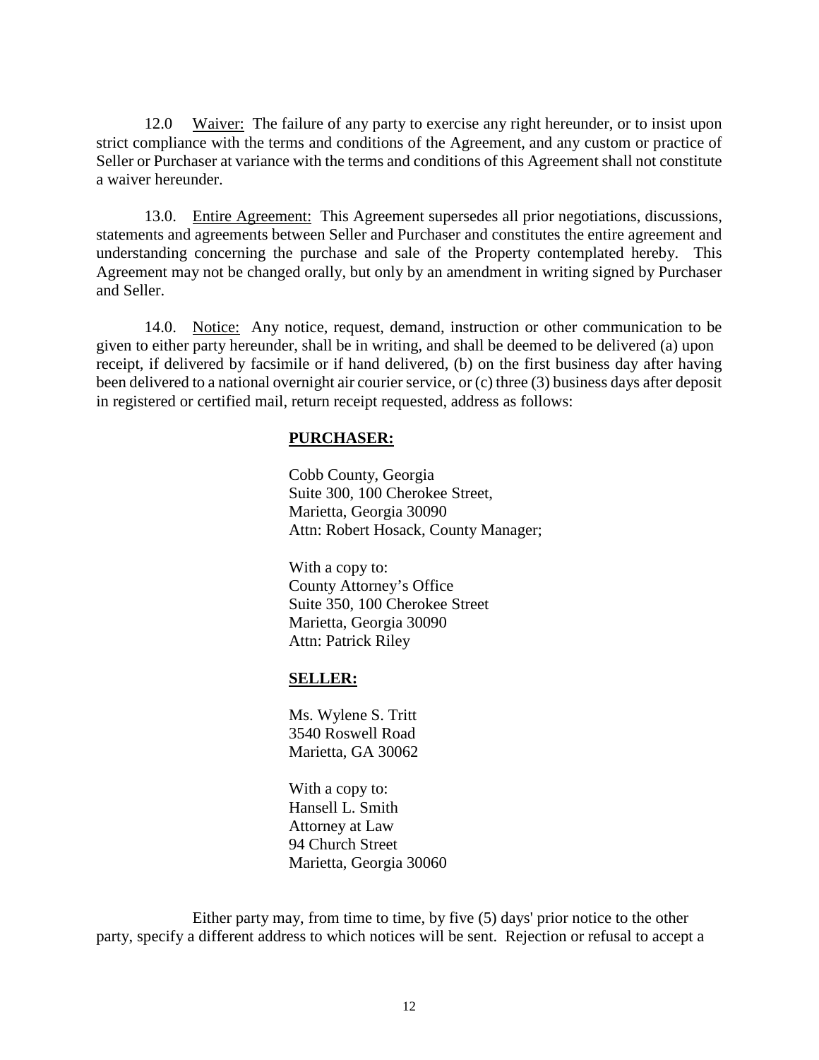12.0 Waiver: The failure of any party to exercise any right hereunder, or to insist upon strict compliance with the terms and conditions of the Agreement, and any custom or practice of Seller or Purchaser at variance with the terms and conditions of this Agreement shall not constitute a waiver hereunder.

13.0. Entire Agreement: This Agreement supersedes all prior negotiations, discussions, statements and agreements between Seller and Purchaser and constitutes the entire agreement and understanding concerning the purchase and sale of the Property contemplated hereby. This Agreement may not be changed orally, but only by an amendment in writing signed by Purchaser and Seller.

14.0. Notice: Any notice, request, demand, instruction or other communication to be given to either party hereunder, shall be in writing, and shall be deemed to be delivered (a) upon receipt, if delivered by facsimile or if hand delivered, (b) on the first business day after having been delivered to a national overnight air courier service, or (c) three (3) business days after deposit in registered or certified mail, return receipt requested, address as follows:

**PURCHASER:**

Cobb County, Georgia
Suite 300, 100 Cherokee Street,
Marietta, Georgia 30090
Attn: Robert Hosack, County Manager;

With a copy to:
County Attorney's Office
Suite 350, 100 Cherokee Street
Marietta, Georgia 30090
Attn: Patrick Riley

**SELLER:**

Ms. Wylene S. Tritt
3540 Roswell Road
Marietta, GA 30062

With a copy to:
Hansell L. Smith
Attorney at Law
94 Church Street
Marietta, Georgia 30060

Either party may, from time to time, by five (5) days' prior notice to the other party, specify a different address to which notices will be sent. Rejection or refusal to accept a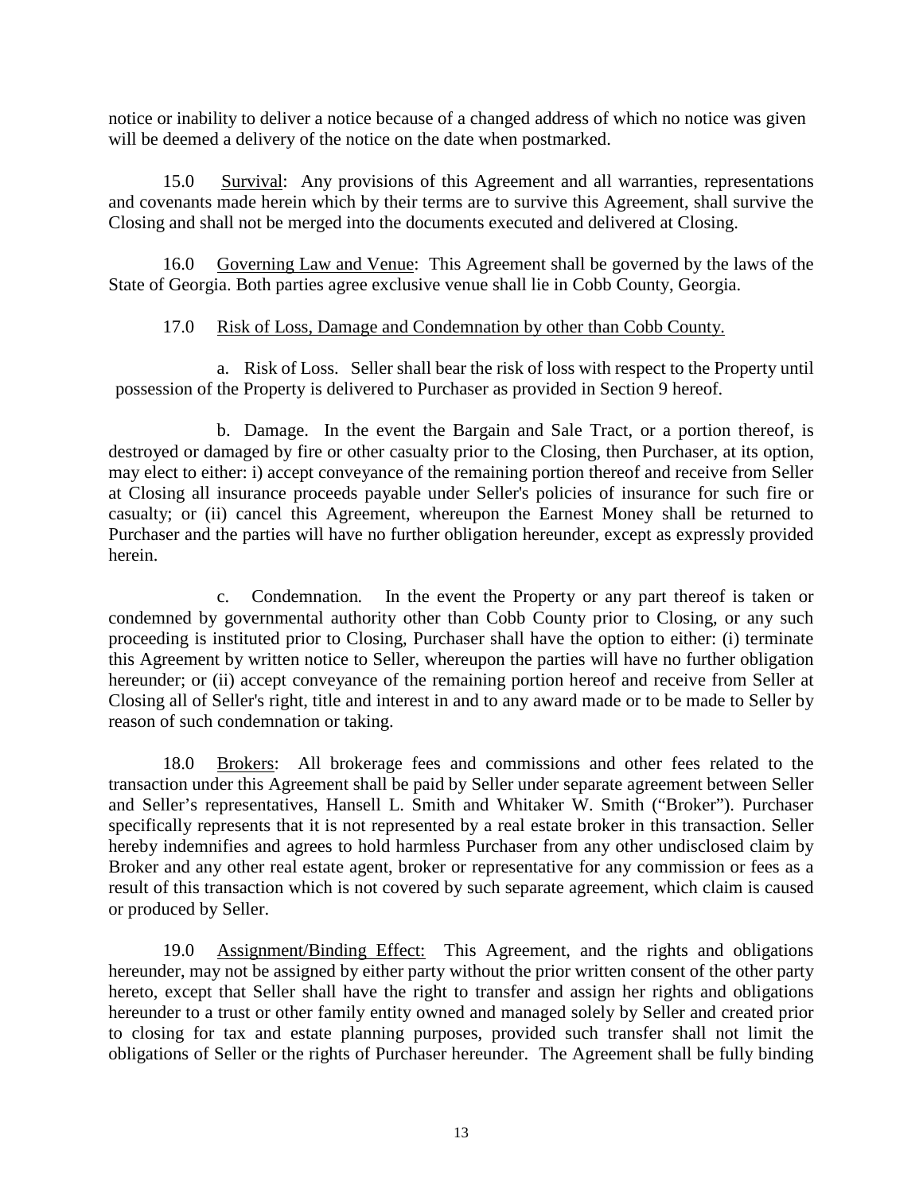notice or inability to deliver a notice because of a changed address of which no notice was given will be deemed a delivery of the notice on the date when postmarked.

15.0 Survival: Any provisions of this Agreement and all warranties, representations and covenants made herein which by their terms are to survive this Agreement, shall survive the Closing and shall not be merged into the documents executed and delivered at Closing.

16.0 Governing Law and Venue: This Agreement shall be governed by the laws of the State of Georgia. Both parties agree exclusive venue shall lie in Cobb County, Georgia.

17.0 Risk of Loss, Damage and Condemnation by other than Cobb County.

a. Risk of Loss. Seller shall bear the risk of loss with respect to the Property until possession of the Property is delivered to Purchaser as provided in Section 9 hereof.

b. Damage. In the event the Bargain and Sale Tract, or a portion thereof, is destroyed or damaged by fire or other casualty prior to the Closing, then Purchaser, at its option, may elect to either: i) accept conveyance of the remaining portion thereof and receive from Seller at Closing all insurance proceeds payable under Seller's policies of insurance for such fire or casualty; or (ii) cancel this Agreement, whereupon the Earnest Money shall be returned to Purchaser and the parties will have no further obligation hereunder, except as expressly provided herein.

c. Condemnation. In the event the Property or any part thereof is taken or condemned by governmental authority other than Cobb County prior to Closing, or any such proceeding is instituted prior to Closing, Purchaser shall have the option to either: (i) terminate this Agreement by written notice to Seller, whereupon the parties will have no further obligation hereunder; or (ii) accept conveyance of the remaining portion hereof and receive from Seller at Closing all of Seller's right, title and interest in and to any award made or to be made to Seller by reason of such condemnation or taking.

18.0 Brokers: All brokerage fees and commissions and other fees related to the transaction under this Agreement shall be paid by Seller under separate agreement between Seller and Seller's representatives, Hansell L. Smith and Whitaker W. Smith ("Broker"). Purchaser specifically represents that it is not represented by a real estate broker in this transaction. Seller hereby indemnifies and agrees to hold harmless Purchaser from any other undisclosed claim by Broker and any other real estate agent, broker or representative for any commission or fees as a result of this transaction which is not covered by such separate agreement, which claim is caused or produced by Seller.

19.0 Assignment/Binding Effect: This Agreement, and the rights and obligations hereunder, may not be assigned by either party without the prior written consent of the other party hereto, except that Seller shall have the right to transfer and assign her rights and obligations hereunder to a trust or other family entity owned and managed solely by Seller and created prior to closing for tax and estate planning purposes, provided such transfer shall not limit the obligations of Seller or the rights of Purchaser hereunder. The Agreement shall be fully binding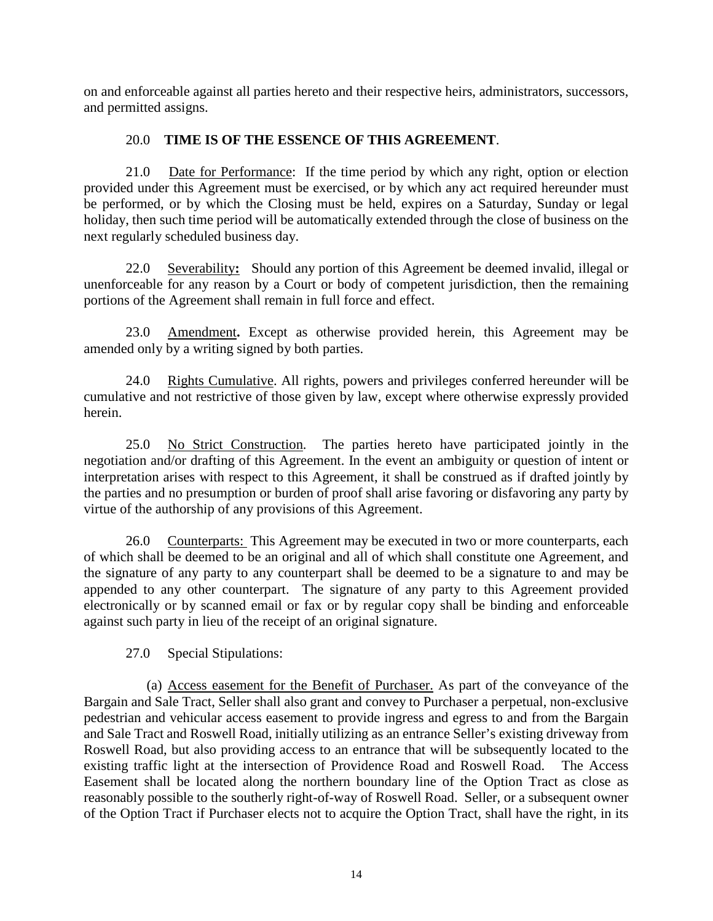on and enforceable against all parties hereto and their respective heirs, administrators, successors, and permitted assigns.

20.0 **TIME IS OF THE ESSENCE OF THIS AGREEMENT**.

21.0 Date for Performance: If the time period by which any right, option or election provided under this Agreement must be exercised, or by which any act required hereunder must be performed, or by which the Closing must be held, expires on a Saturday, Sunday or legal holiday, then such time period will be automatically extended through the close of business on the next regularly scheduled business day.

22.0 Severability**:** Should any portion of this Agreement be deemed invalid, illegal or unenforceable for any reason by a Court or body of competent jurisdiction, then the remaining portions of the Agreement shall remain in full force and effect.

23.0 Amendment**.** Except as otherwise provided herein, this Agreement may be amended only by a writing signed by both parties.

24.0 Rights Cumulative. All rights, powers and privileges conferred hereunder will be cumulative and not restrictive of those given by law, except where otherwise expressly provided herein.

25.0 No Strict Construction. The parties hereto have participated jointly in the negotiation and/or drafting of this Agreement. In the event an ambiguity or question of intent or interpretation arises with respect to this Agreement, it shall be construed as if drafted jointly by the parties and no presumption or burden of proof shall arise favoring or disfavoring any party by virtue of the authorship of any provisions of this Agreement.

26.0 Counterparts: This Agreement may be executed in two or more counterparts, each of which shall be deemed to be an original and all of which shall constitute one Agreement, and the signature of any party to any counterpart shall be deemed to be a signature to and may be appended to any other counterpart. The signature of any party to this Agreement provided electronically or by scanned email or fax or by regular copy shall be binding and enforceable against such party in lieu of the receipt of an original signature.

27.0 Special Stipulations:

(a) Access easement for the Benefit of Purchaser. As part of the conveyance of the Bargain and Sale Tract, Seller shall also grant and convey to Purchaser a perpetual, non-exclusive pedestrian and vehicular access easement to provide ingress and egress to and from the Bargain and Sale Tract and Roswell Road, initially utilizing as an entrance Seller's existing driveway from Roswell Road, but also providing access to an entrance that will be subsequently located to the existing traffic light at the intersection of Providence Road and Roswell Road. The Access Easement shall be located along the northern boundary line of the Option Tract as close as reasonably possible to the southerly right-of-way of Roswell Road. Seller, or a subsequent owner of the Option Tract if Purchaser elects not to acquire the Option Tract, shall have the right, in its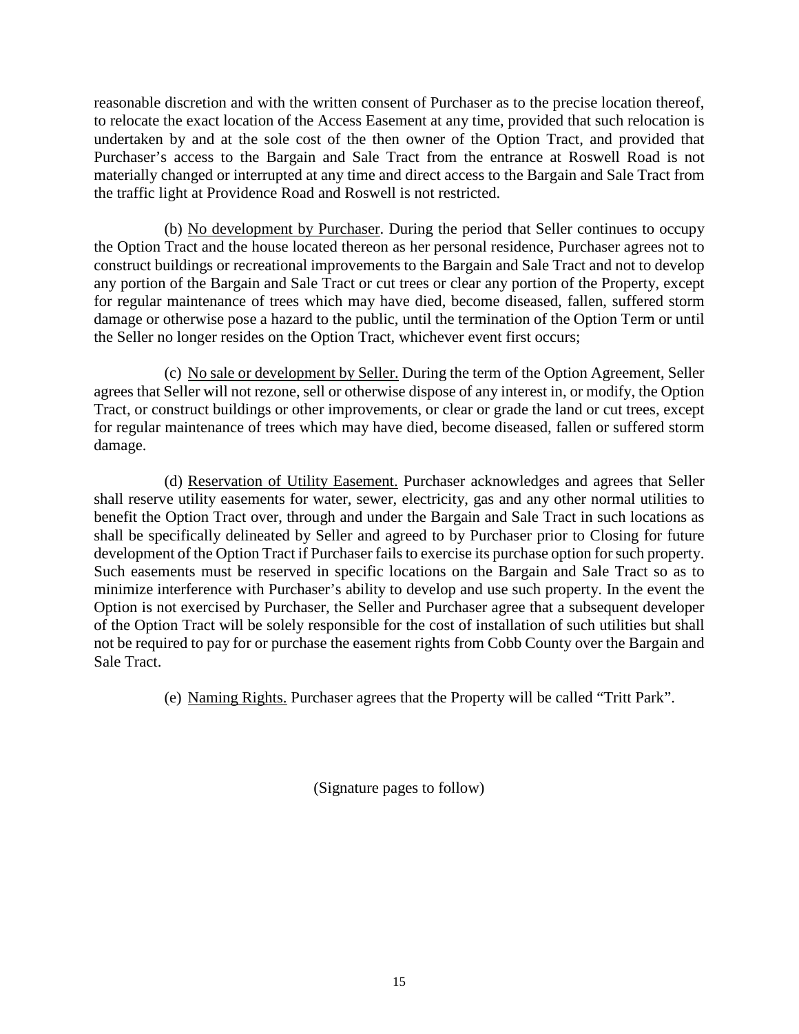reasonable discretion and with the written consent of Purchaser as to the precise location thereof, to relocate the exact location of the Access Easement at any time, provided that such relocation is undertaken by and at the sole cost of the then owner of the Option Tract, and provided that Purchaser's access to the Bargain and Sale Tract from the entrance at Roswell Road is not materially changed or interrupted at any time and direct access to the Bargain and Sale Tract from the traffic light at Providence Road and Roswell is not restricted.

(b) <u>No development by Purchaser</u>. During the period that Seller continues to occupy the Option Tract and the house located thereon as her personal residence, Purchaser agrees not to construct buildings or recreational improvements to the Bargain and Sale Tract and not to develop any portion of the Bargain and Sale Tract or cut trees or clear any portion of the Property, except for regular maintenance of trees which may have died, become diseased, fallen, suffered storm damage or otherwise pose a hazard to the public, until the termination of the Option Term or until the Seller no longer resides on the Option Tract, whichever event first occurs;

(c) <u>No sale or development by Seller.</u> During the term of the Option Agreement, Seller agrees that Seller will not rezone, sell or otherwise dispose of any interest in, or modify, the Option Tract, or construct buildings or other improvements, or clear or grade the land or cut trees, except for regular maintenance of trees which may have died, become diseased, fallen or suffered storm damage.

(d) <u>Reservation of Utility Easement.</u> Purchaser acknowledges and agrees that Seller shall reserve utility easements for water, sewer, electricity, gas and any other normal utilities to benefit the Option Tract over, through and under the Bargain and Sale Tract in such locations as shall be specifically delineated by Seller and agreed to by Purchaser prior to Closing for future development of the Option Tract if Purchaser fails to exercise its purchase option for such property. Such easements must be reserved in specific locations on the Bargain and Sale Tract so as to minimize interference with Purchaser's ability to develop and use such property. In the event the Option is not exercised by Purchaser, the Seller and Purchaser agree that a subsequent developer of the Option Tract will be solely responsible for the cost of installation of such utilities but shall not be required to pay for or purchase the easement rights from Cobb County over the Bargain and Sale Tract.

(e) <u>Naming Rights.</u> Purchaser agrees that the Property will be called "Tritt Park".

(Signature pages to follow)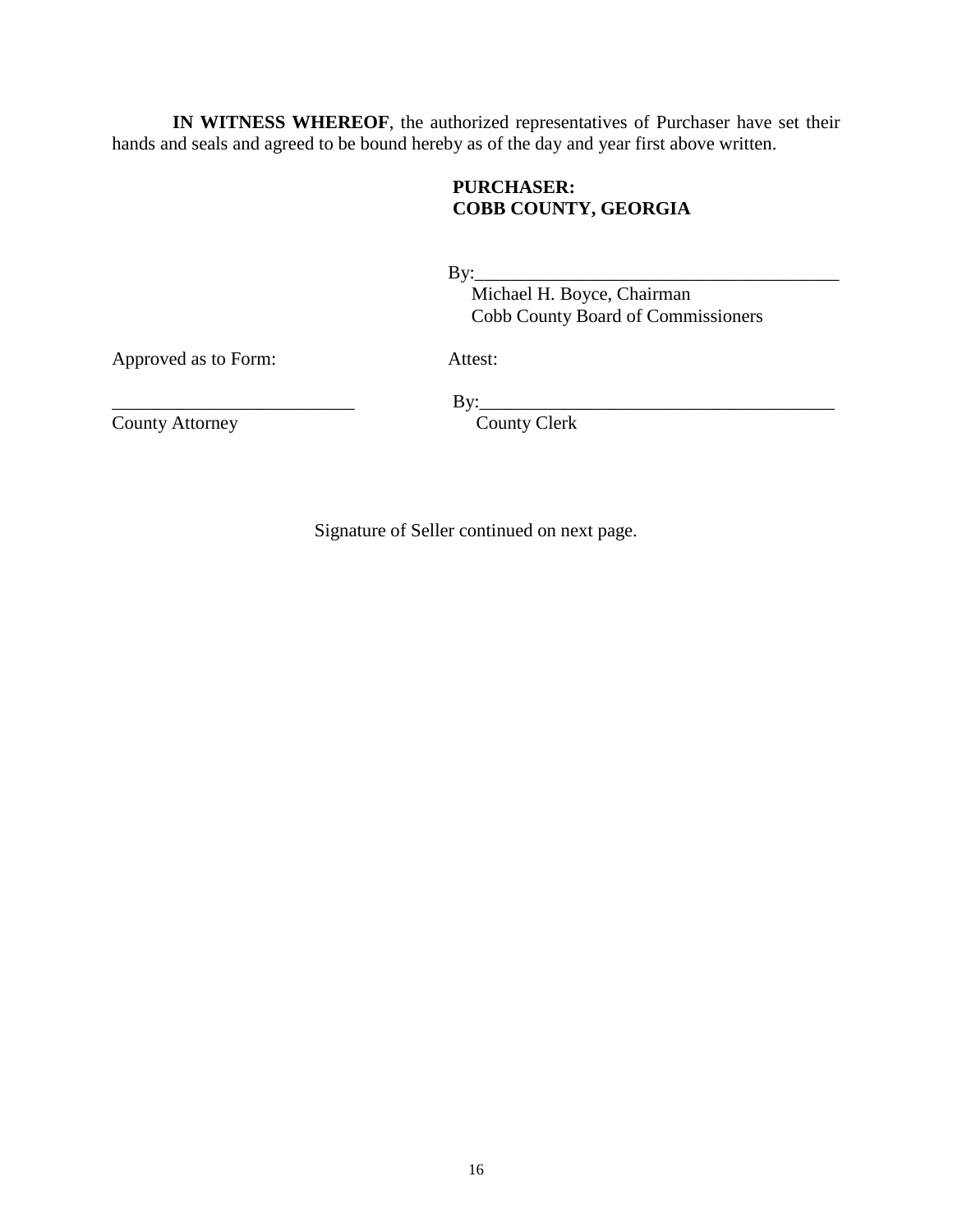**IN WITNESS WHEREOF**, the authorized representatives of Purchaser have set their hands and seals and agreed to be bound hereby as of the day and year first above written.

**PURCHASER:**
**COBB COUNTY, GEORGIA**

By:________________________________________
Michael H. Boyce, Chairman
Cobb County Board of Commissioners

Approved as to Form:

__________________________
County Attorney

Attest:

By:________________________________________
County Clerk

Signature of Seller continued on next page.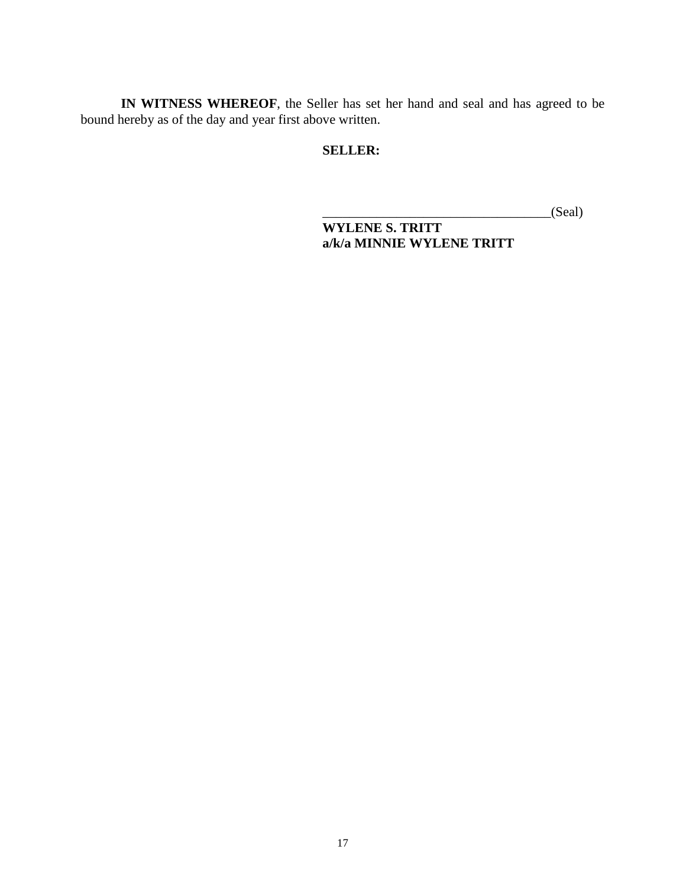**IN WITNESS WHEREOF**, the Seller has set her hand and seal and has agreed to be bound hereby as of the day and year first above written.

**SELLER:**

___________________________________(Seal)
**WYLENE S. TRITT**
**a/k/a MINNIE WYLENE TRITT**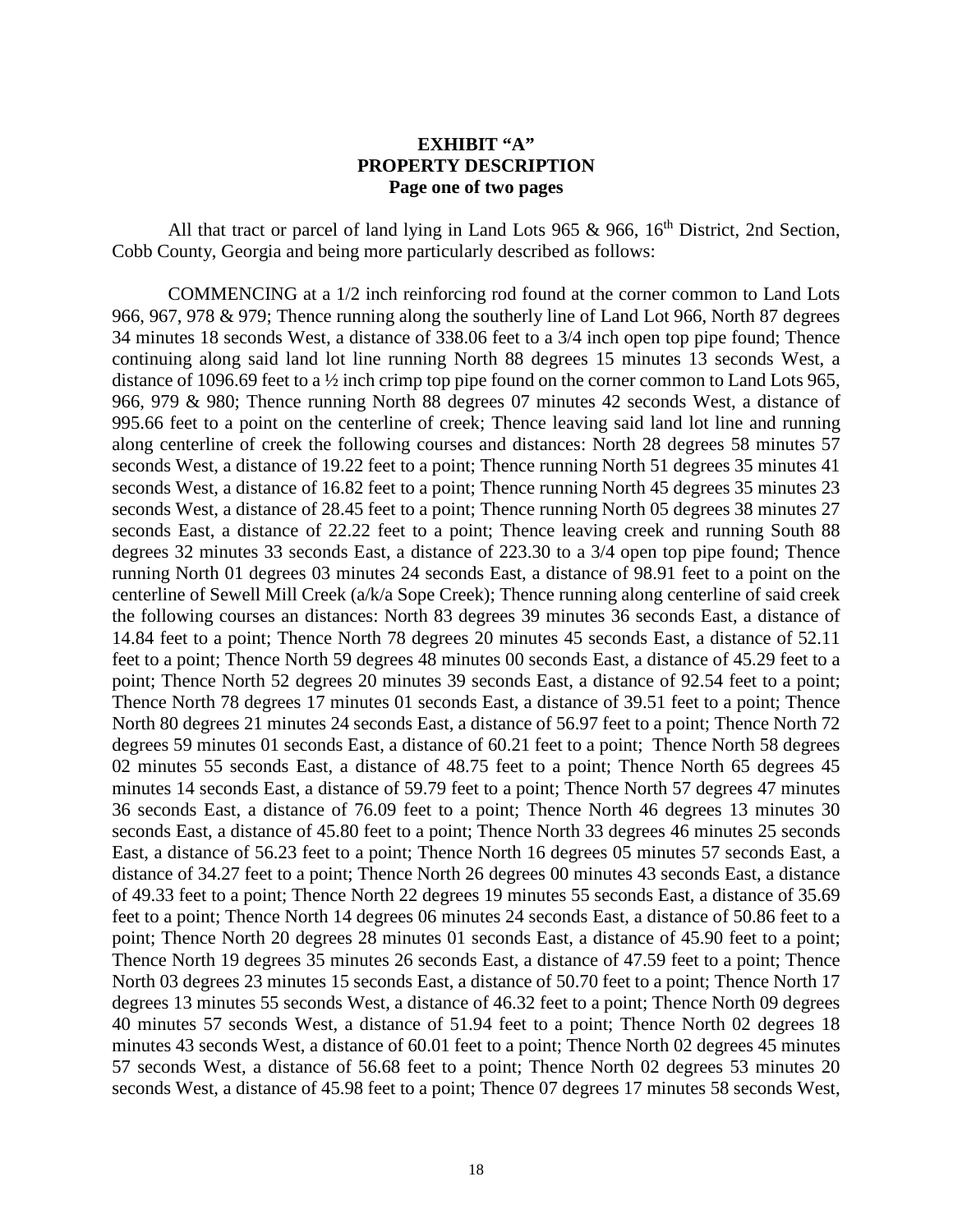**EXHIBIT "A"**
**PROPERTY DESCRIPTION**
**Page one of two pages**

All that tract or parcel of land lying in Land Lots 965 & 966, 16th District, 2nd Section, Cobb County, Georgia and being more particularly described as follows:

COMMENCING at a 1/2 inch reinforcing rod found at the corner common to Land Lots 966, 967, 978 & 979; Thence running along the southerly line of Land Lot 966, North 87 degrees 34 minutes 18 seconds West, a distance of 338.06 feet to a 3/4 inch open top pipe found; Thence continuing along said land lot line running North 88 degrees 15 minutes 13 seconds West, a distance of 1096.69 feet to a ½ inch crimp top pipe found on the corner common to Land Lots 965, 966, 979 & 980; Thence running North 88 degrees 07 minutes 42 seconds West, a distance of 995.66 feet to a point on the centerline of creek; Thence leaving said land lot line and running along centerline of creek the following courses and distances: North 28 degrees 58 minutes 57 seconds West, a distance of 19.22 feet to a point; Thence running North 51 degrees 35 minutes 41 seconds West, a distance of 16.82 feet to a point; Thence running North 45 degrees 35 minutes 23 seconds West, a distance of 28.45 feet to a point; Thence running North 05 degrees 38 minutes 27 seconds East, a distance of 22.22 feet to a point; Thence leaving creek and running South 88 degrees 32 minutes 33 seconds East, a distance of 223.30 to a 3/4 open top pipe found; Thence running North 01 degrees 03 minutes 24 seconds East, a distance of 98.91 feet to a point on the centerline of Sewell Mill Creek (a/k/a Sope Creek); Thence running along centerline of said creek the following courses an distances: North 83 degrees 39 minutes 36 seconds East, a distance of 14.84 feet to a point; Thence North 78 degrees 20 minutes 45 seconds East, a distance of 52.11 feet to a point; Thence North 59 degrees 48 minutes 00 seconds East, a distance of 45.29 feet to a point; Thence North 52 degrees 20 minutes 39 seconds East, a distance of 92.54 feet to a point; Thence North 78 degrees 17 minutes 01 seconds East, a distance of 39.51 feet to a point; Thence North 80 degrees 21 minutes 24 seconds East, a distance of 56.97 feet to a point; Thence North 72 degrees 59 minutes 01 seconds East, a distance of 60.21 feet to a point; Thence North 58 degrees 02 minutes 55 seconds East, a distance of 48.75 feet to a point; Thence North 65 degrees 45 minutes 14 seconds East, a distance of 59.79 feet to a point; Thence North 57 degrees 47 minutes 36 seconds East, a distance of 76.09 feet to a point; Thence North 46 degrees 13 minutes 30 seconds East, a distance of 45.80 feet to a point; Thence North 33 degrees 46 minutes 25 seconds East, a distance of 56.23 feet to a point; Thence North 16 degrees 05 minutes 57 seconds East, a distance of 34.27 feet to a point; Thence North 26 degrees 00 minutes 43 seconds East, a distance of 49.33 feet to a point; Thence North 22 degrees 19 minutes 55 seconds East, a distance of 35.69 feet to a point; Thence North 14 degrees 06 minutes 24 seconds East, a distance of 50.86 feet to a point; Thence North 20 degrees 28 minutes 01 seconds East, a distance of 45.90 feet to a point; Thence North 19 degrees 35 minutes 26 seconds East, a distance of 47.59 feet to a point; Thence North 03 degrees 23 minutes 15 seconds East, a distance of 50.70 feet to a point; Thence North 17 degrees 13 minutes 55 seconds West, a distance of 46.32 feet to a point; Thence North 09 degrees 40 minutes 57 seconds West, a distance of 51.94 feet to a point; Thence North 02 degrees 18 minutes 43 seconds West, a distance of 60.01 feet to a point; Thence North 02 degrees 45 minutes 57 seconds West, a distance of 56.68 feet to a point; Thence North 02 degrees 53 minutes 20 seconds West, a distance of 45.98 feet to a point; Thence 07 degrees 17 minutes 58 seconds West,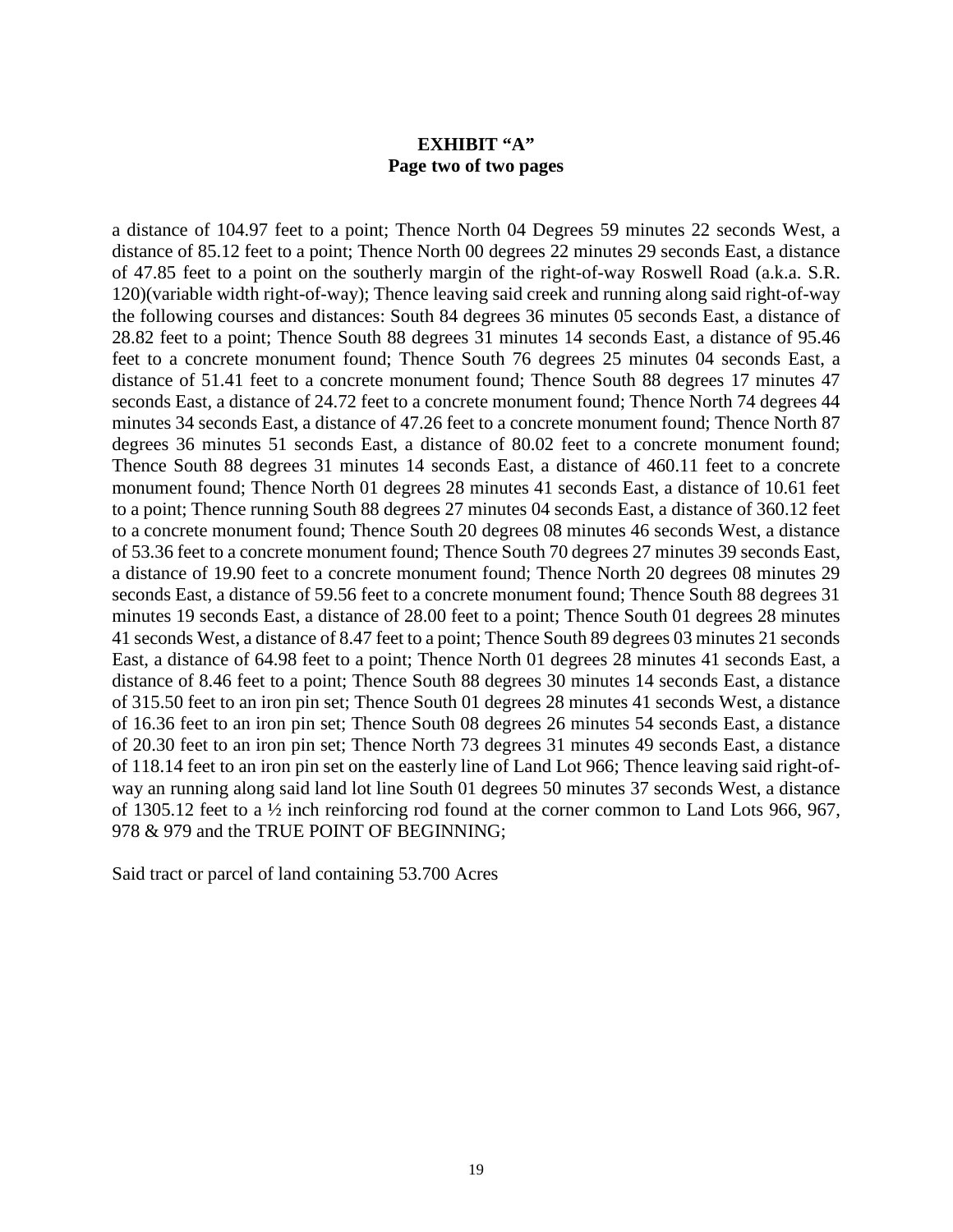**EXHIBIT "A"**
**Page two of two pages**

a distance of 104.97 feet to a point; Thence North 04 Degrees 59 minutes 22 seconds West, a distance of 85.12 feet to a point; Thence North 00 degrees 22 minutes 29 seconds East, a distance of 47.85 feet to a point on the southerly margin of the right-of-way Roswell Road (a.k.a. S.R. 120)(variable width right-of-way); Thence leaving said creek and running along said right-of-way the following courses and distances: South 84 degrees 36 minutes 05 seconds East, a distance of 28.82 feet to a point; Thence South 88 degrees 31 minutes 14 seconds East, a distance of 95.46 feet to a concrete monument found; Thence South 76 degrees 25 minutes 04 seconds East, a distance of 51.41 feet to a concrete monument found; Thence South 88 degrees 17 minutes 47 seconds East, a distance of 24.72 feet to a concrete monument found; Thence North 74 degrees 44 minutes 34 seconds East, a distance of 47.26 feet to a concrete monument found; Thence North 87 degrees 36 minutes 51 seconds East, a distance of 80.02 feet to a concrete monument found; Thence South 88 degrees 31 minutes 14 seconds East, a distance of 460.11 feet to a concrete monument found; Thence North 01 degrees 28 minutes 41 seconds East, a distance of 10.61 feet to a point; Thence running South 88 degrees 27 minutes 04 seconds East, a distance of 360.12 feet to a concrete monument found; Thence South 20 degrees 08 minutes 46 seconds West, a distance of 53.36 feet to a concrete monument found; Thence South 70 degrees 27 minutes 39 seconds East, a distance of 19.90 feet to a concrete monument found; Thence North 20 degrees 08 minutes 29 seconds East, a distance of 59.56 feet to a concrete monument found; Thence South 88 degrees 31 minutes 19 seconds East, a distance of 28.00 feet to a point; Thence South 01 degrees 28 minutes 41 seconds West, a distance of 8.47 feet to a point; Thence South 89 degrees 03 minutes 21 seconds East, a distance of 64.98 feet to a point; Thence North 01 degrees 28 minutes 41 seconds East, a distance of 8.46 feet to a point; Thence South 88 degrees 30 minutes 14 seconds East, a distance of 315.50 feet to an iron pin set; Thence South 01 degrees 28 minutes 41 seconds West, a distance of 16.36 feet to an iron pin set; Thence South 08 degrees 26 minutes 54 seconds East, a distance of 20.30 feet to an iron pin set; Thence North 73 degrees 31 minutes 49 seconds East, a distance of 118.14 feet to an iron pin set on the easterly line of Land Lot 966; Thence leaving said right-of-way an running along said land lot line South 01 degrees 50 minutes 37 seconds West, a distance of 1305.12 feet to a ½ inch reinforcing rod found at the corner common to Land Lots 966, 967, 978 & 979 and the TRUE POINT OF BEGINNING;

Said tract or parcel of land containing 53.700 Acres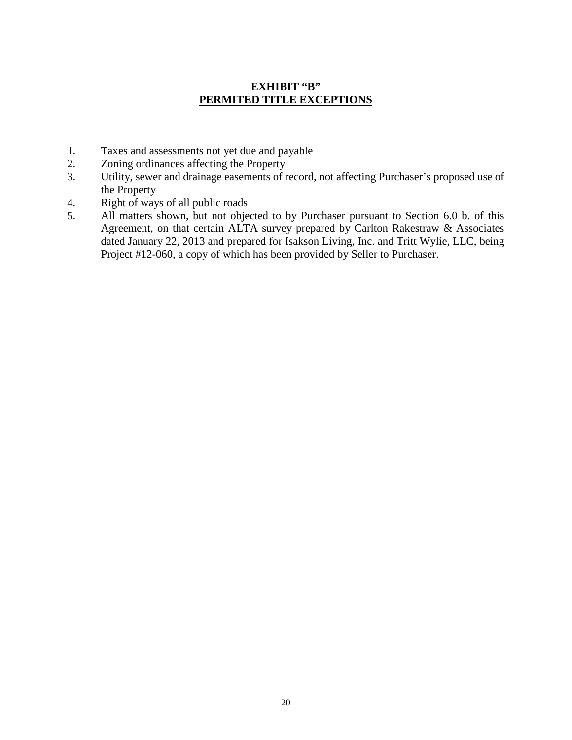# EXHIBIT "B"
## PERMITED TITLE EXCEPTIONS

1. Taxes and assessments not yet due and payable
2. Zoning ordinances affecting the Property
3. Utility, sewer and drainage easements of record, not affecting Purchaser's proposed use of the Property
4. Right of ways of all public roads
5. All matters shown, but not objected to by Purchaser pursuant to Section 6.0 b. of this Agreement, on that certain ALTA survey prepared by Carlton Rakestraw & Associates dated January 22, 2013 and prepared for Isakson Living, Inc. and Tritt Wylie, LLC, being Project #12-060, a copy of which has been provided by Seller to Purchaser.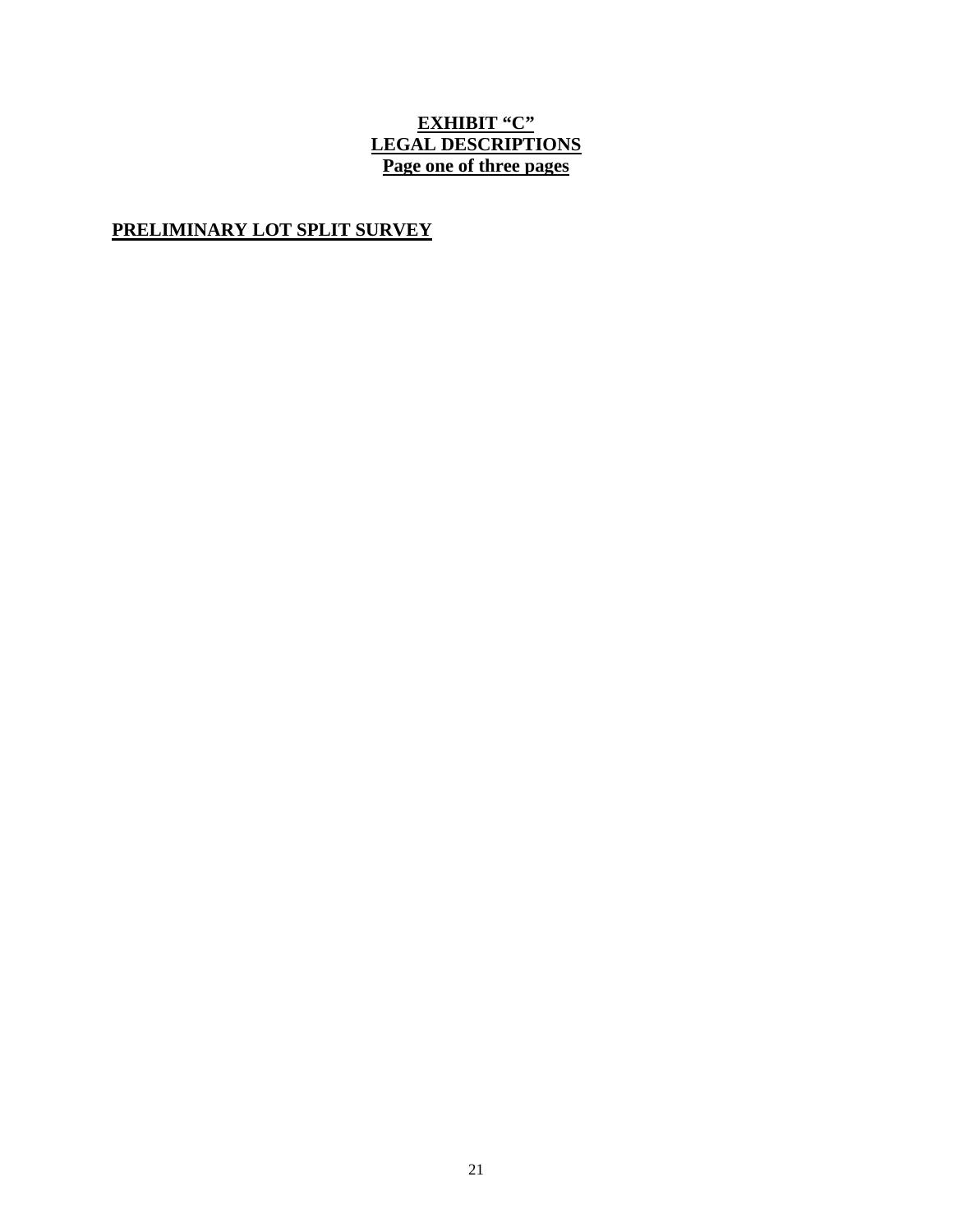# EXHIBIT "C"
## LEGAL DESCRIPTIONS
### Page one of three pages

**PRELIMINARY LOT SPLIT SURVEY**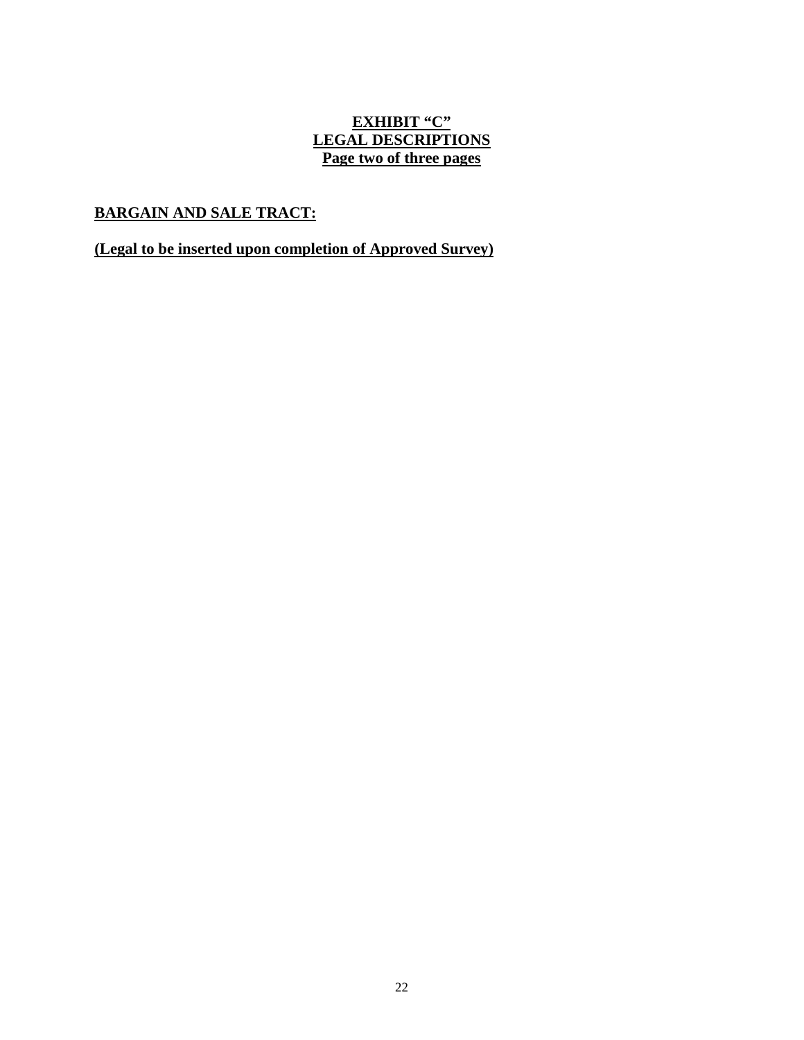# EXHIBIT "C"
## LEGAL DESCRIPTIONS
### Page two of three pages

**BARGAIN AND SALE TRACT:**

**(Legal to be inserted upon completion of Approved Survey)**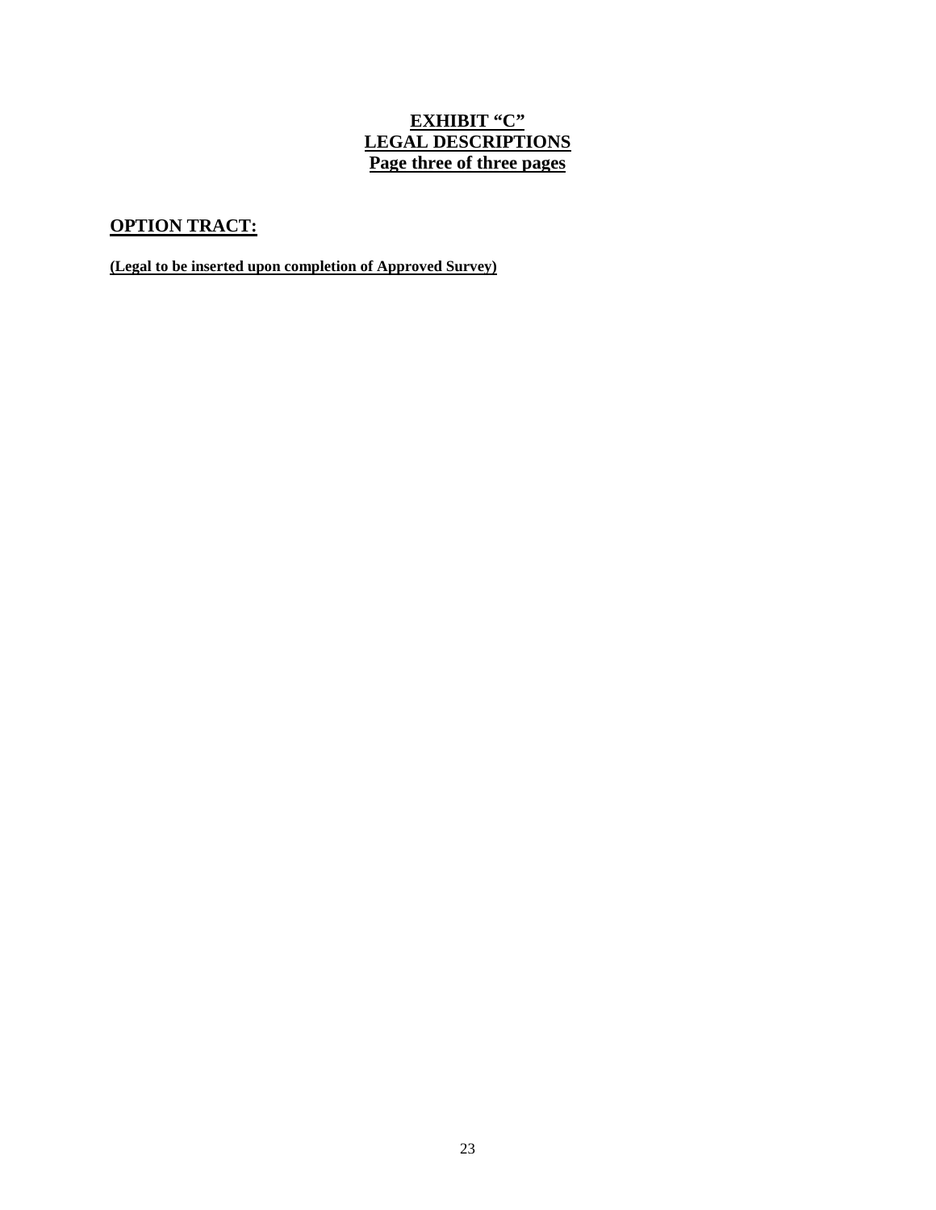# **EXHIBIT "C"**
# **LEGAL DESCRIPTIONS**
## **Page three of three pages**

## **OPTION TRACT:**

**(Legal to be inserted upon completion of Approved Survey)**